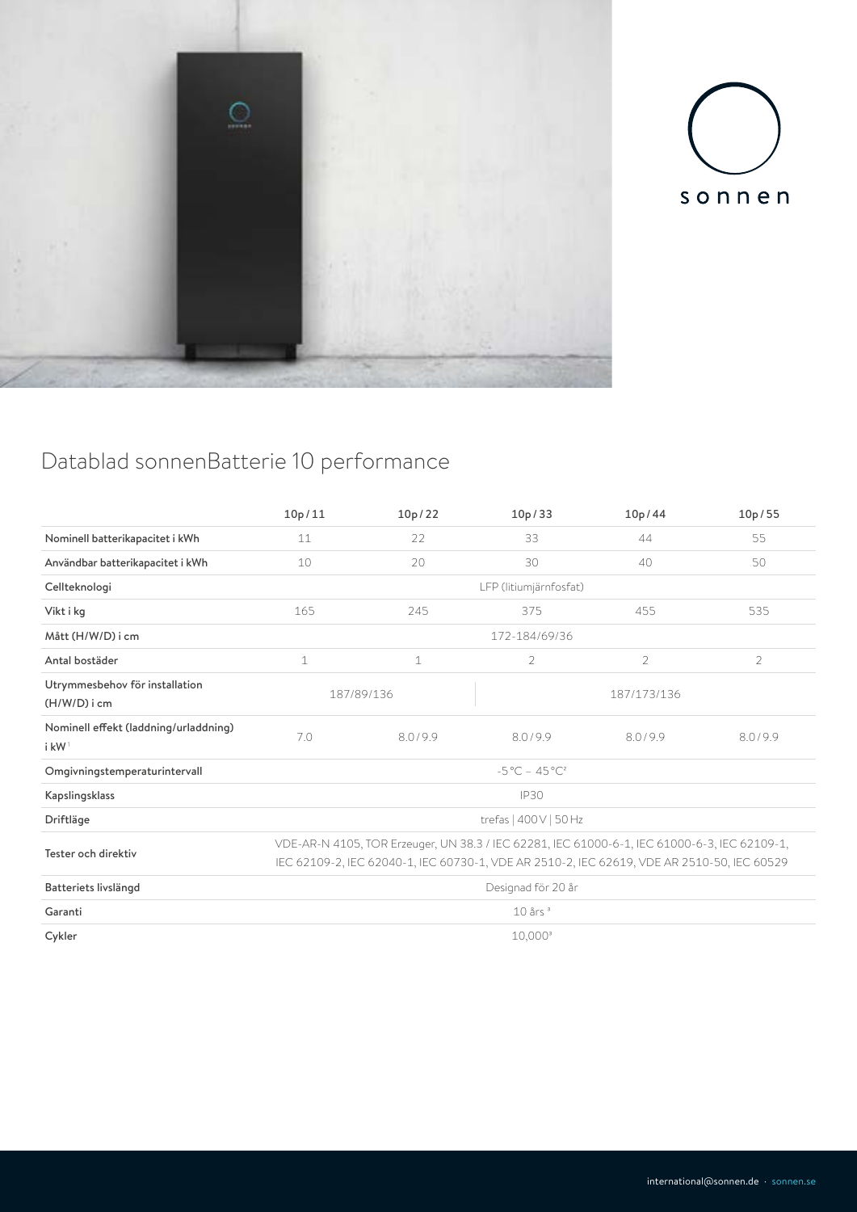# Datablad sonnenBatterie 10 performance

| | 10p / 11 | 10p / 22 | 10p / 33 | 10p / 44 | 10p / 55 |
|---|---|---|---|---|---|
| Nominell batterikapacitet i kWh | 11 | 22 | 33 | 44 | 55 |
| Användbar batterikapacitet i kWh | 10 | 20 | 30 | 40 | 50 |
| Cellteknologi | LFP (litiumjärnfosfat) | | | | |
| Vikt i kg | 165 | 245 | 375 | 455 | 535 |
| Mått (H/W/D) i cm | 172-184/69/36 | | | | |
| Antal bostäder | 1 | 1 | 2 | 2 | 2 |
| Utrymmesbehov för installation (H/W/D) i cm | 187/89/136 | | 187/173/136 | | |
| Nominell effekt (laddning/urladdning) i kW[1] | 7.0 | 8.0 / 9.9 | 8.0 / 9.9 | 8.0 / 9.9 | 8.0 / 9.9 |
| Omgivningstemperaturintervall | -5 °C – 45 °C[2] | | | | |
| Kapslingsklass | IP30 | | | | |
| Driftläge | trefas \| 400 V \| 50 Hz | | | | |
| Tester och direktiv | VDE-AR-N 4105, TOR Erzeuger, UN 38.3 / IEC 62281, IEC 61000-6-1, IEC 61000-6-3, IEC 62109-1, IEC 62109-2, IEC 62040-1, IEC 60730-1, VDE AR 2510-2, IEC 62619, VDE AR 2510-50, IEC 60529 | | | | |
| Batteriets livslängd | Designad för 20 år | | | | |
| Garanti | 10 års [3] | | | | |
| Cykler | 10,000[3] | | | | |

international@sonnen.de · sonnen.se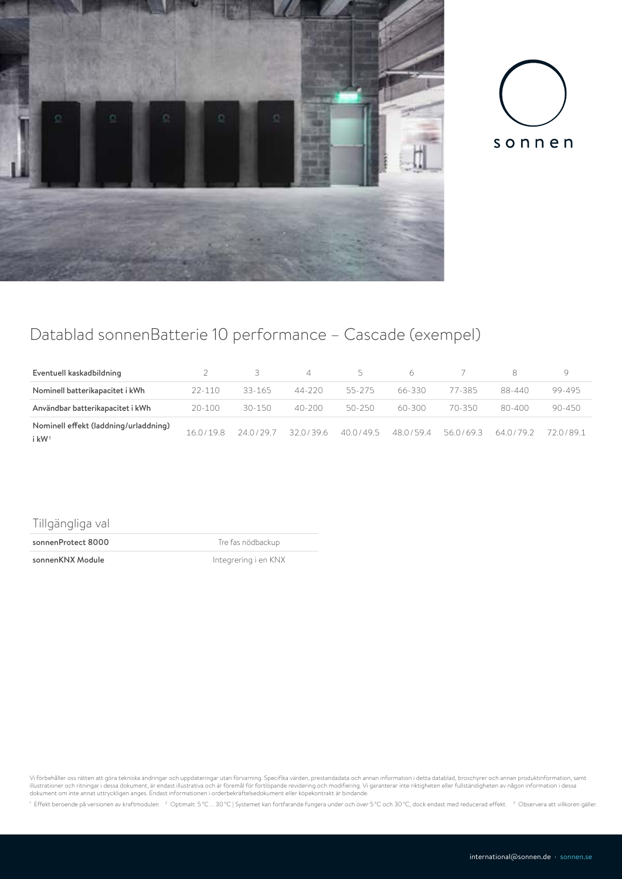## Datablad sonnenBatterie 10 performance – Cascade (exempel)

| Eventuell kaskadbildning | 2 | 3 | 4 | 5 | 6 | 7 | 8 | 9 |
|---|---|---|---|---|---|---|---|---|
| **Nominell batterikapacitet i kWh** | 22-110 | 33-165 | 44-220 | 55-275 | 66-330 | 77-385 | 88-440 | 99-495 |
| **Användbar batterikapacitet i kWh** | 20-100 | 30-150 | 40-200 | 50-250 | 60-300 | 70-350 | 80-400 | 90-450 |
| **Nominell effekt (laddning/urladdning) i kW[1]** | 16.0 / 19.8 | 24.0 / 29.7 | 32.0 / 39.6 | 40.0 / 49.5 | 48.0 / 59.4 | 56.0 / 69.3 | 64.0 / 79.2 | 72.0 / 89.1 |

### Tillgängliga val

| | |
|---|---|
| **sonnenProtect 8000** | Tre fas nödbackup |
| **sonnenKNX Module** | Integrering i en KNX |

Vi förbehåller oss rätten att göra tekniska ändringar och uppdateringar utan förvarning. Specifika värden, prestandadata och annan information i detta datablad, broschyrer och annan produktinformation, samt illustrationer och ritningar i dessa dokument, är endast illustrativa och är föremål för fortlöpande revidering och modifiering. Vi garanterar inte riktigheten eller fullständigheten av någon information i dessa dokument om inte annat uttryckligen anges. Endast informationen i orderbekräftelsedokument eller köpekontrakt är bindande.

[1] Effekt beroende på versionen av kraftmodulen [2] Optimalt: 5 °C ... 30 °C | Systemet kan fortfarande fungera under och över 5 °C och 30 °C, dock endast med reducerad effekt. [3] Observera att villkoren gäller.

international@sonnen.de · sonnen.se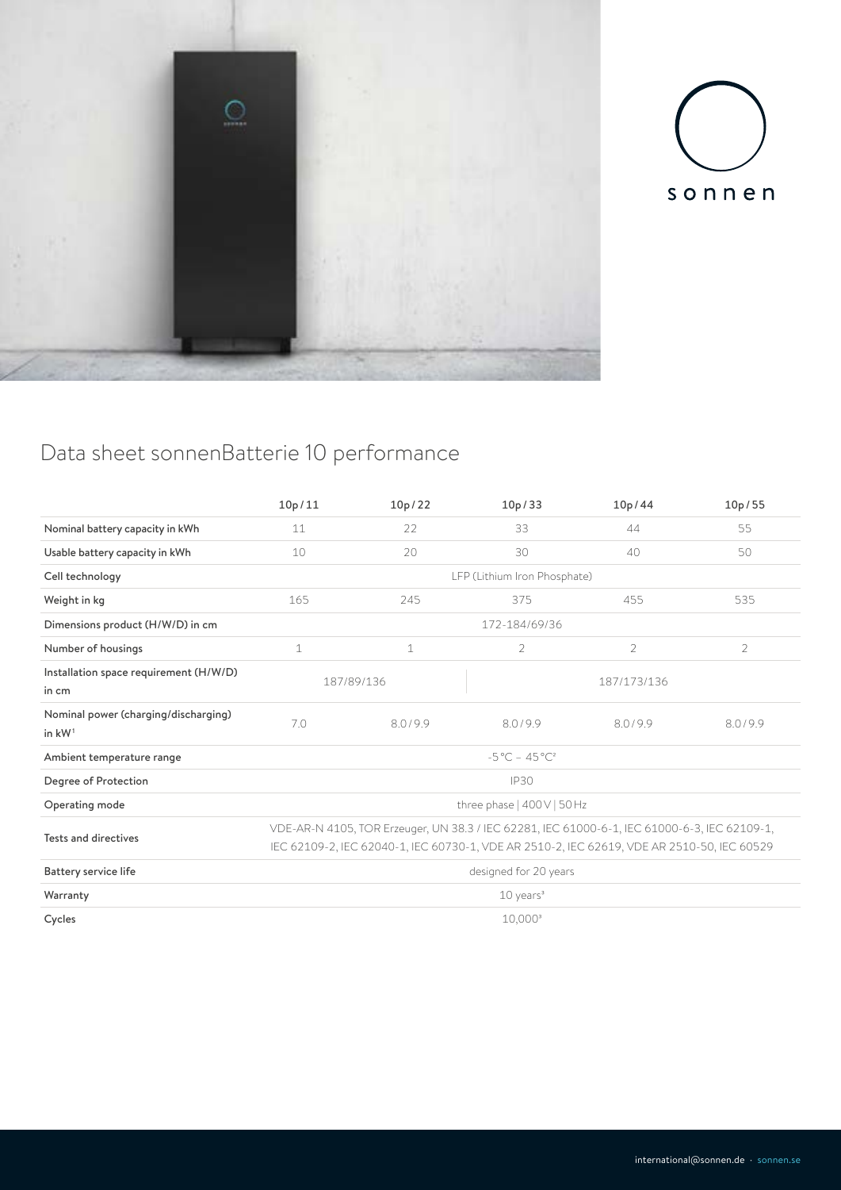## Data sheet sonnenBatterie 10 performance

| | 10p / 11 | 10p / 22 | 10p / 33 | 10p / 44 | 10p / 55 |
|---|---|---|---|---|---|
| Nominal battery capacity in kWh | 11 | 22 | 33 | 44 | 55 |
| Usable battery capacity in kWh | 10 | 20 | 30 | 40 | 50 |
| Cell technology | LFP (Lithium Iron Phosphate) | | | | |
| Weight in kg | 165 | 245 | 375 | 455 | 535 |
| Dimensions product (H/W/D) in cm | 172-184/69/36 | | | | |
| Number of housings | 1 | 1 | 2 | 2 | 2 |
| Installation space requirement (H/W/D) in cm | 187/89/136 | | 187/173/136 | | |
| Nominal power (charging/discharging) in kW[1] | 7.0 | 8.0 / 9.9 | 8.0 / 9.9 | 8.0 / 9.9 | 8.0 / 9.9 |
| Ambient temperature range | -5 °C – 45 °C[2] | | | | |
| Degree of Protection | IP30 | | | | |
| Operating mode | three phase \| 400 V \| 50 Hz | | | | |
| Tests and directives | VDE-AR-N 4105, TOR Erzeuger, UN 38.3 / IEC 62281, IEC 61000-6-1, IEC 61000-6-3, IEC 62109-1, IEC 62109-2, IEC 62040-1, IEC 60730-1, VDE AR 2510-2, IEC 62619, VDE AR 2510-50, IEC 60529 | | | | |
| Battery service life | designed for 20 years | | | | |
| Warranty | 10 years[3] | | | | |
| Cycles | 10,000[3] | | | | |

international@sonnen.de · sonnen.se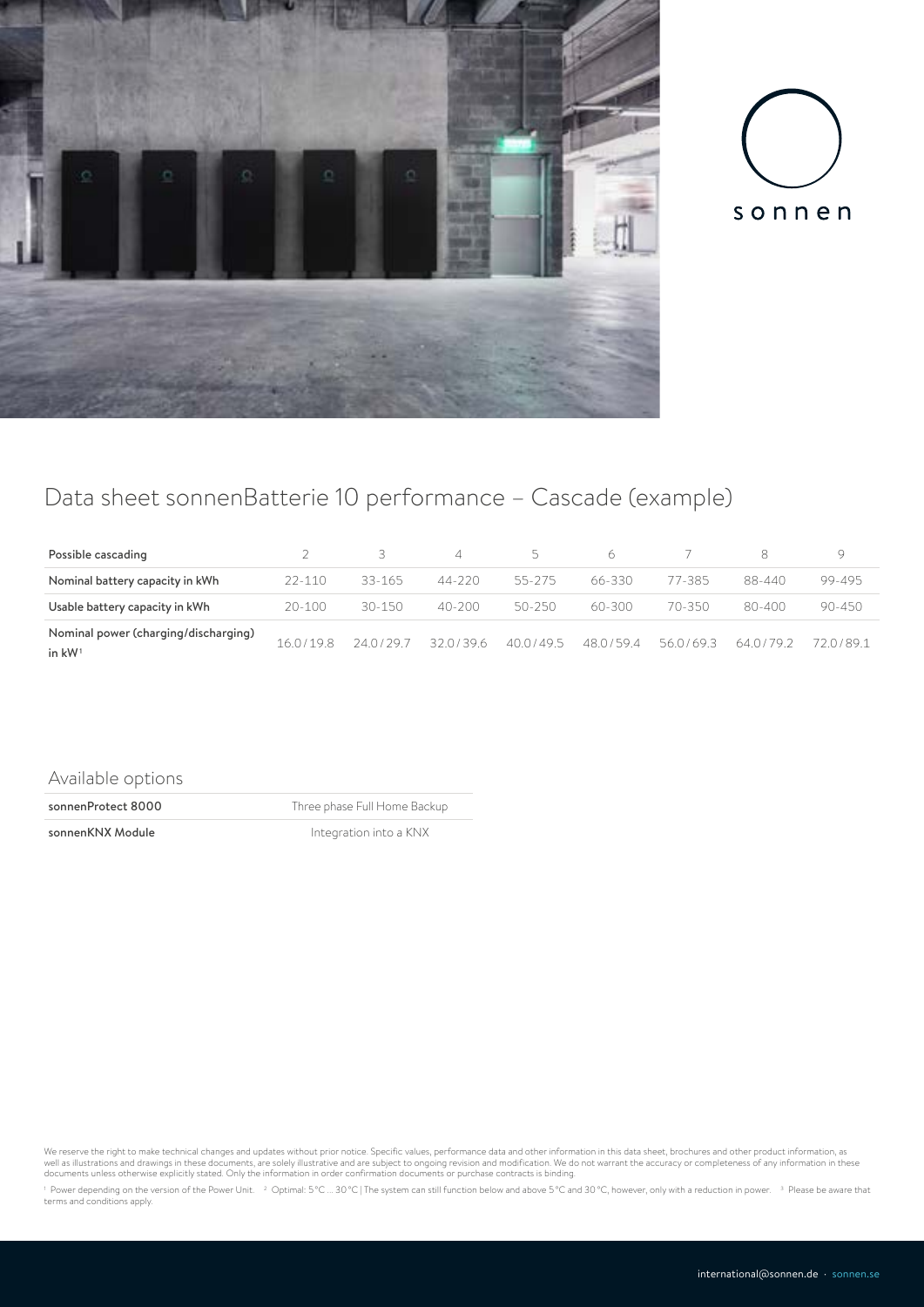sonnen

# Data sheet sonnenBatterie 10 performance – Cascade (example)

| Possible cascading | 2 | 3 | 4 | 5 | 6 | 7 | 8 | 9 |
|---|---|---|---|---|---|---|---|---|
| Nominal battery capacity in kWh | 22-110 | 33-165 | 44-220 | 55-275 | 66-330 | 77-385 | 88-440 | 99-495 |
| Usable battery capacity in kWh | 20-100 | 30-150 | 40-200 | 50-250 | 60-300 | 70-350 | 80-400 | 90-450 |
| Nominal power (charging/discharging) in kW[1] | 16.0 / 19.8 | 24.0 / 29.7 | 32.0 / 39.6 | 40.0 / 49.5 | 48.0 / 59.4 | 56.0 / 69.3 | 64.0 / 79.2 | 72.0 / 89.1 |

## Available options

| | |
|---|---|
| **sonnenProtect 8000** | Three phase Full Home Backup |
| **sonnenKNX Module** | Integration into a KNX |

We reserve the right to make technical changes and updates without prior notice. Specific values, performance data and other information in this data sheet, brochures and other product information, as well as illustrations and drawings in these documents, are solely illustrative and are subject to ongoing revision and modification. We do not warrant the accuracy or completeness of any information in these documents unless otherwise explicitly stated. Only the information in order confirmation documents or purchase contracts is binding.

[1] Power depending on the version of the Power Unit. [2] Optimal: 5 °C ... 30 °C | The system can still function below and above 5 °C and 30 °C, however, only with a reduction in power. [3] Please be aware that terms and conditions apply.

international@sonnen.de · sonnen.se